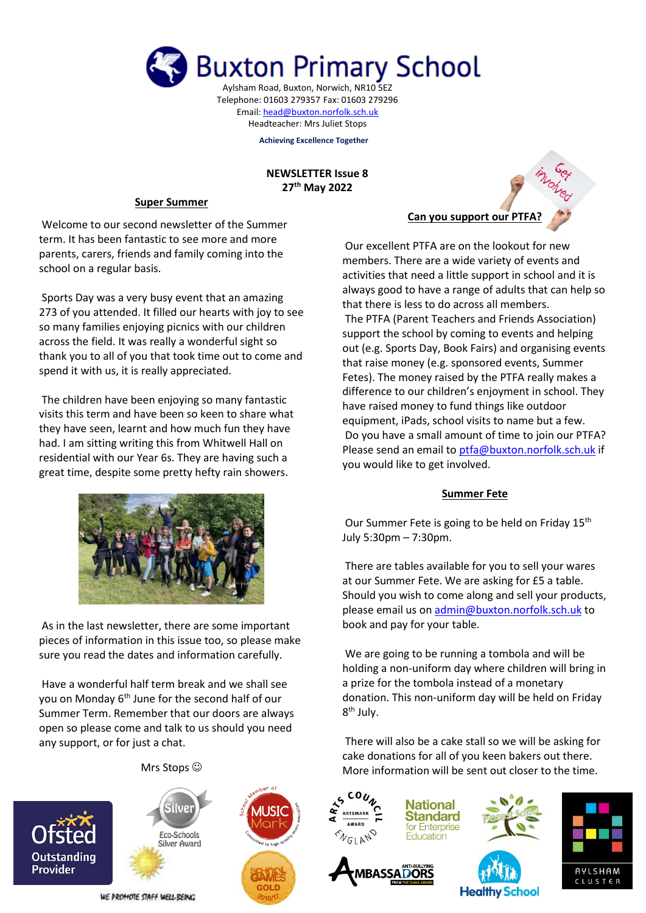# Buxton Primary School

Aylsham Road, Buxton, Norwich, NR10 5EZ
Telephone: 01603 279357 Fax: 01603 279296
Email: head@buxton.norfolk.sch.uk
Headteacher: Mrs Juliet Stops

**Achieving Excellence Together**

**NEWSLETTER Issue 8**
**27th May 2022**

## Super Summer

Welcome to our second newsletter of the Summer term. It has been fantastic to see more and more parents, carers, friends and family coming into the school on a regular basis.

Sports Day was a very busy event that an amazing 273 of you attended. It filled our hearts with joy to see so many families enjoying picnics with our children across the field. It was really a wonderful sight so thank you to all of you that took time out to come and spend it with us, it is really appreciated.

The children have been enjoying so many fantastic visits this term and have been so keen to share what they have seen, learnt and how much fun they have had. I am sitting writing this from Whitwell Hall on residential with our Year 6s. They are having such a great time, despite some pretty hefty rain showers.

As in the last newsletter, there are some important pieces of information in this issue too, so please make sure you read the dates and information carefully.

Have a wonderful half term break and we shall see you on Monday 6th June for the second half of our Summer Term. Remember that our doors are always open so please come and talk to us should you need any support, or for just a chat.

Mrs Stops ☺

## Can you support our PTFA?

Our excellent PTFA are on the lookout for new members. There are a wide variety of events and activities that need a little support in school and it is always good to have a range of adults that can help so that there is less to do across all members.

The PTFA (Parent Teachers and Friends Association) support the school by coming to events and helping out (e.g. Sports Day, Book Fairs) and organising events that raise money (e.g. sponsored events, Summer Fetes). The money raised by the PTFA really makes a difference to our children's enjoyment in school. They have raised money to fund things like outdoor equipment, iPads, school visits to name but a few.

Do you have a small amount of time to join our PTFA? Please send an email to ptfa@buxton.norfolk.sch.uk if you would like to get involved.

## Summer Fete

Our Summer Fete is going to be held on Friday 15th July 5:30pm – 7:30pm.

There are tables available for you to sell your wares at our Summer Fete. We are asking for £5 a table. Should you wish to come along and sell your products, please email us on admin@buxton.norfolk.sch.uk to book and pay for your table.

We are going to be running a tombola and will be holding a non-uniform day where children will bring in a prize for the tombola instead of a monetary donation. This non-uniform day will be held on Friday 8th July.

There will also be a cake stall so we will be asking for cake donations for all of you keen bakers out there. More information will be sent out closer to the time.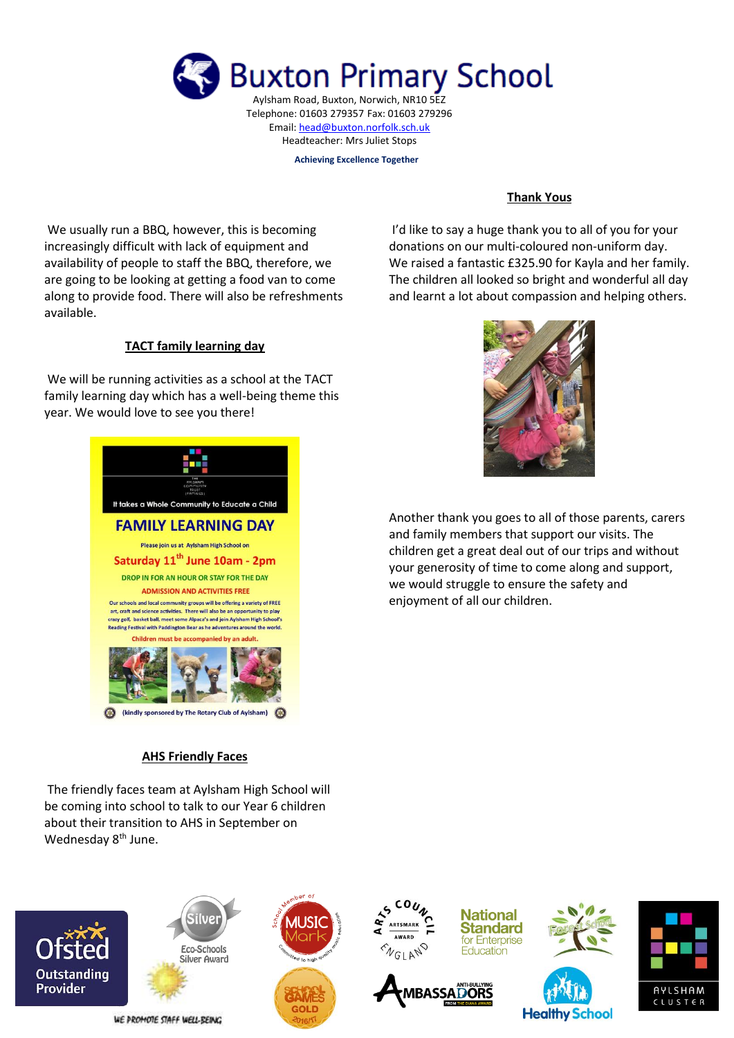# Buxton Primary School

Aylsham Road, Buxton, Norwich, NR10 5EZ
Telephone: 01603 279357 Fax: 01603 279296
Email: head@buxton.norfolk.sch.uk
Headteacher: Mrs Juliet Stops

**Achieving Excellence Together**

We usually run a BBQ, however, this is becoming increasingly difficult with lack of equipment and availability of people to staff the BBQ, therefore, we are going to be looking at getting a food van to come along to provide food. There will also be refreshments available.

## TACT family learning day

We will be running activities as a school at the TACT family learning day which has a well-being theme this year. We would love to see you there!

It takes a Whole Community to Educate a Child

**FAMILY LEARNING DAY**

Please join us at Aylsham High School on

**Saturday 11th June 10am - 2pm**

DROP IN FOR AN HOUR OR STAY FOR THE DAY

ADMISSION AND ACTIVITIES FREE

Our schools and local community groups will be offering a variety of FREE art, craft and science activities. There will also be an opportunity to play crazy golf, basket ball, meet some Alpaca's and join Aylsham High School's Reading Festival with Paddington Bear as he adventures around the world.

Children must be accompanied by an adult.

(kindly sponsored by The Rotary Club of Aylsham)

## AHS Friendly Faces

The friendly faces team at Aylsham High School will be coming into school to talk to our Year 6 children about their transition to AHS in September on Wednesday 8th June.

## Thank Yous

I'd like to say a huge thank you to all of you for your donations on our multi-coloured non-uniform day. We raised a fantastic £325.90 for Kayla and her family. The children all looked so bright and wonderful all day and learnt a lot about compassion and helping others.

Another thank you goes to all of those parents, carers and family members that support our visits. The children get a great deal out of our trips and without your generosity of time to come along and support, we would struggle to ensure the safety and enjoyment of all our children.

Ofsted Outstanding Provider | Eco-Schools Silver Award | We promote staff well-being | Member of School Music Mark | School Games Gold 2016/17 | Arts Council England Artsmark Award | National Standard for Enterprise Education | Forest School | Anti-Bullying Ambassadors | Healthy School | Aylsham Cluster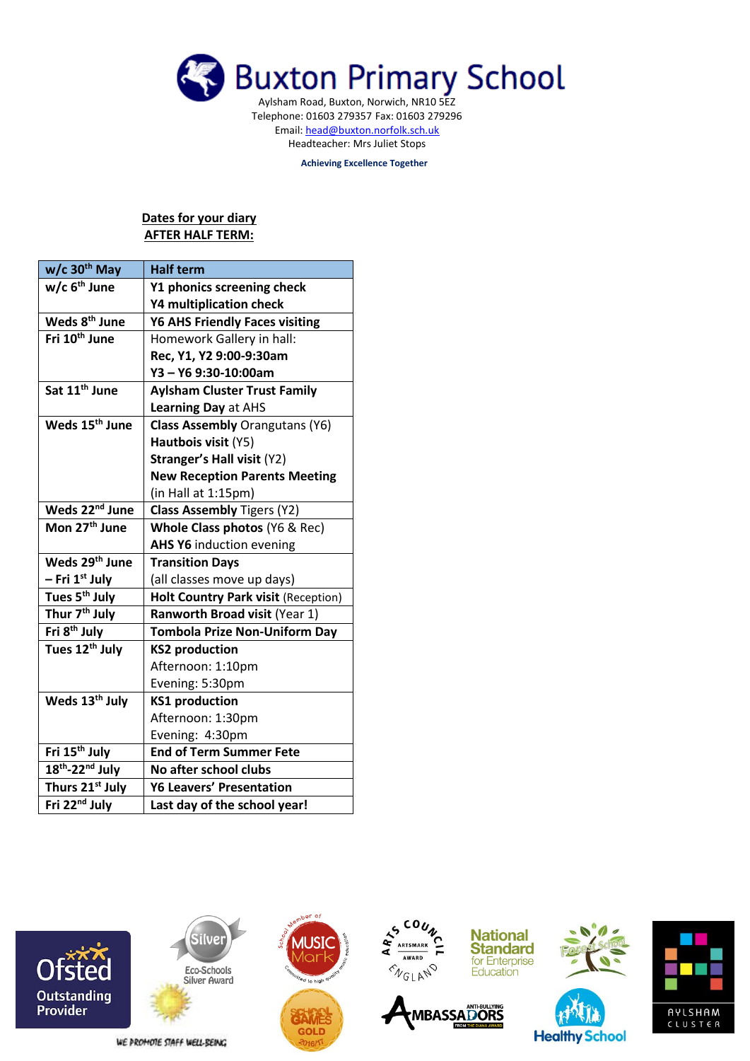# Buxton Primary School

Aylsham Road, Buxton, Norwich, NR10 5EZ
Telephone: 01603 279357 Fax: 01603 279296
Email: head@buxton.norfolk.sch.uk
Headteacher: Mrs Juliet Stops

**Achieving Excellence Together**

**Dates for your diary**
**AFTER HALF TERM:**

| | |
|---|---|
| **w/c 30th May** | **Half term** |
| **w/c 6th June** | **Y1 phonics screening check**<br>**Y4 multiplication check** |
| **Weds 8th June** | **Y6 AHS Friendly Faces visiting** |
| **Fri 10th June** | Homework Gallery in hall:<br>**Rec, Y1, Y2 9:00-9:30am**<br>**Y3 – Y6 9:30-10:00am** |
| **Sat 11th June** | **Aylsham Cluster Trust Family Learning Day** at AHS |
| **Weds 15th June** | **Class Assembly** Orangutans (Y6)<br>**Hautbois visit** (Y5)<br>**Stranger's Hall visit** (Y2)<br>**New Reception Parents Meeting** (in Hall at 1:15pm) |
| **Weds 22nd June** | **Class Assembly** Tigers (Y2) |
| **Mon 27th June** | **Whole Class photos** (Y6 & Rec)<br>**AHS Y6** induction evening |
| **Weds 29th June – Fri 1st July** | **Transition Days**<br>(all classes move up days) |
| **Tues 5th July** | **Holt Country Park visit** (Reception) |
| **Thur 7th July** | **Ranworth Broad visit** (Year 1) |
| **Fri 8th July** | **Tombola Prize Non-Uniform Day** |
| **Tues 12th July** | **KS2 production**<br>Afternoon: 1:10pm<br>Evening: 5:30pm |
| **Weds 13th July** | **KS1 production**<br>Afternoon: 1:30pm<br>Evening: 4:30pm |
| **Fri 15th July** | **End of Term Summer Fete** |
| **18th-22nd July** | **No after school clubs** |
| **Thurs 21st July** | **Y6 Leavers' Presentation** |
| **Fri 22nd July** | **Last day of the school year!** |

Ofsted Outstanding Provider | Silver Eco-Schools Silver Award | WE PROMOTE STAFF WELL-BEING | School Member of Music Mark | School Games Gold 2016/17 | Arts Council England Artsmark Award | National Standard for Enterprise Education | Anti-Bullying Ambassadors | Forest School | Healthy School | Aylsham Cluster